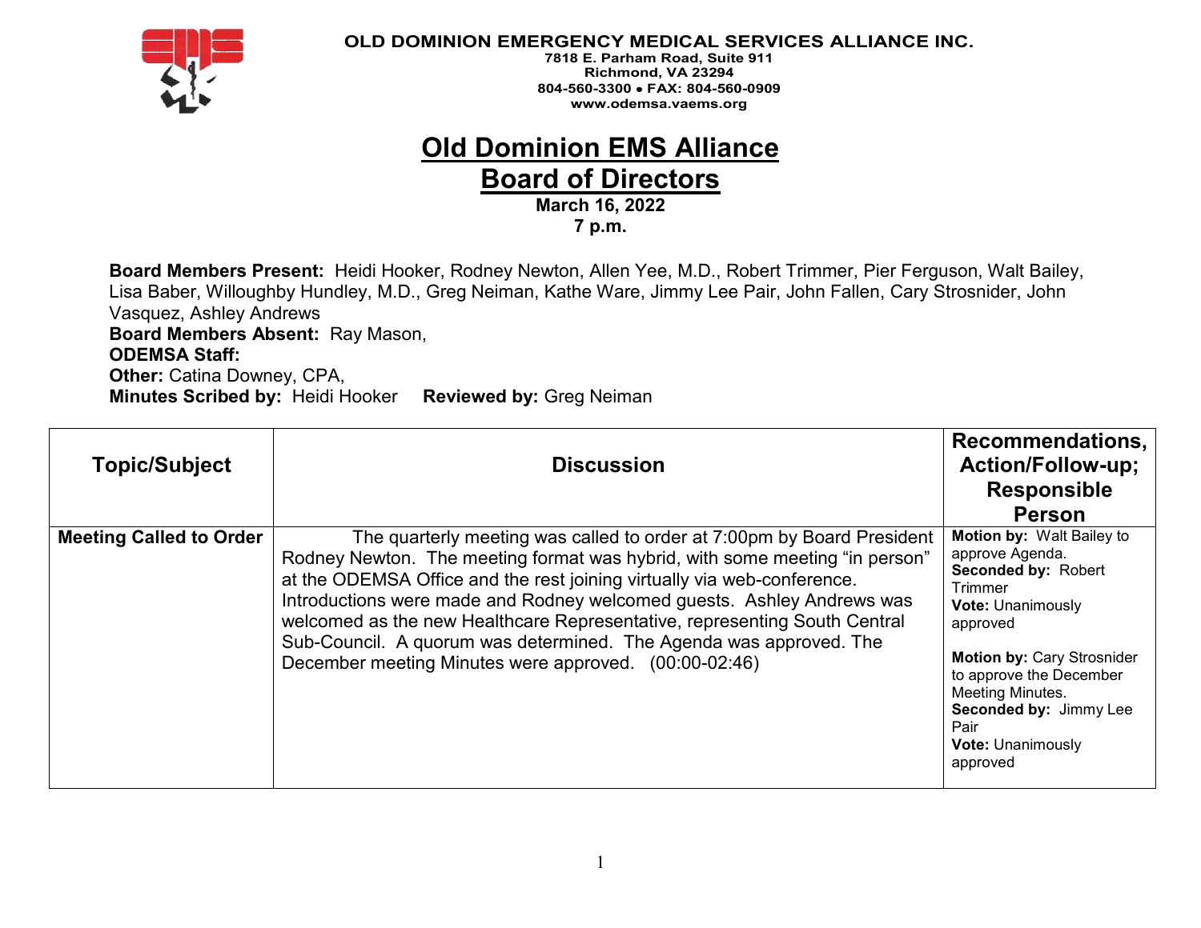**OLD DOMINION EMERGENCY MEDICAL SERVICES ALLIANCE INC.**
**7818 E. Parham Road, Suite 911**
**Richmond, VA 23294**
**804-560-3300 • FAX: 804-560-0909**
**www.odemsa.vaems.org**

# Old Dominion EMS Alliance
# Board of Directors

**March 16, 2022**
**7 p.m.**

**Board Members Present:** Heidi Hooker, Rodney Newton, Allen Yee, M.D., Robert Trimmer, Pier Ferguson, Walt Bailey, Lisa Baber, Willoughby Hundley, M.D., Greg Neiman, Kathe Ware, Jimmy Lee Pair, John Fallen, Cary Strosnider, John Vasquez, Ashley Andrews
**Board Members Absent:** Ray Mason,
**ODEMSA Staff:**
**Other:** Catina Downey, CPA,
**Minutes Scribed by:** Heidi Hooker **Reviewed by:** Greg Neiman

| Topic/Subject | Discussion | Recommendations, Action/Follow-up; Responsible Person |
|---|---|---|
| **Meeting Called to Order** | The quarterly meeting was called to order at 7:00pm by Board President Rodney Newton. The meeting format was hybrid, with some meeting "in person" at the ODEMSA Office and the rest joining virtually via web-conference. Introductions were made and Rodney welcomed guests. Ashley Andrews was welcomed as the new Healthcare Representative, representing South Central Sub-Council. A quorum was determined. The Agenda was approved. The December meeting Minutes were approved. (00:00-02:46) | **Motion by:** Walt Bailey to approve Agenda. **Seconded by:** Robert Trimmer **Vote:** Unanimously approved<br><br>**Motion by:** Cary Strosnider to approve the December Meeting Minutes. **Seconded by:** Jimmy Lee Pair **Vote:** Unanimously approved |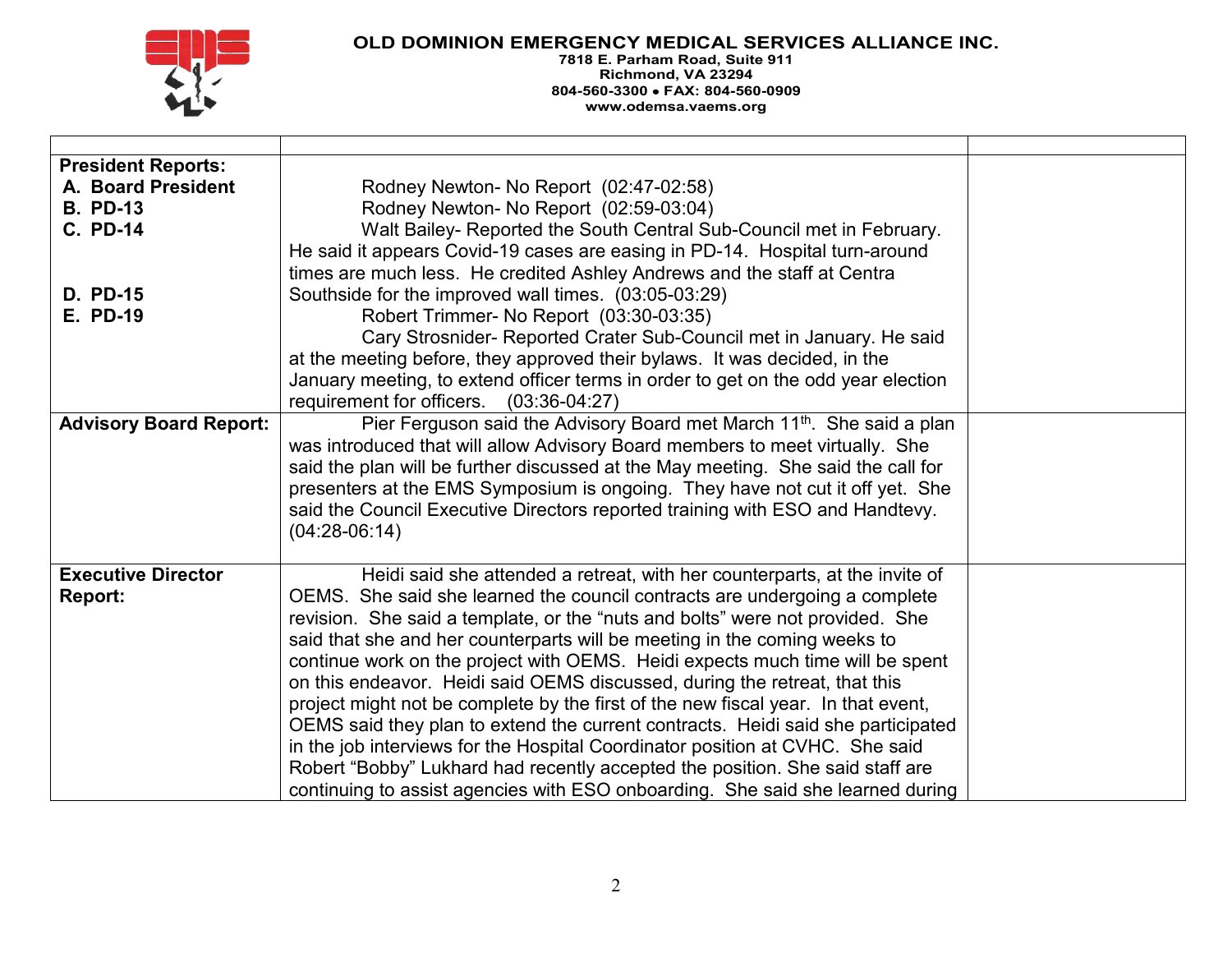**OLD DOMINION EMERGENCY MEDICAL SERVICES ALLIANCE INC.**
7818 E. Parham Road, Suite 911
Richmond, VA 23294
804-560-3300 • FAX: 804-560-0909
www.odemsa.vaems.org

| | | |
|---|---|---|
| **President Reports:**<br>**A. Board President**<br>**B. PD-13**<br>**C. PD-14**<br><br><br><br>**D. PD-15**<br>**E. PD-19** | Rodney Newton- No Report (02:47-02:58)<br>Rodney Newton- No Report (02:59-03:04)<br>Walt Bailey- Reported the South Central Sub-Council met in February. He said it appears Covid-19 cases are easing in PD-14. Hospital turn-around times are much less. He credited Ashley Andrews and the staff at Centra Southside for the improved wall times. (03:05-03:29)<br>Robert Trimmer- No Report (03:30-03:35)<br>Cary Strosnider- Reported Crater Sub-Council met in January. He said at the meeting before, they approved their bylaws. It was decided, in the January meeting, to extend officer terms in order to get on the odd year election requirement for officers. (03:36-04:27) | |
| **Advisory Board Report:** | Pier Ferguson said the Advisory Board met March 11th. She said a plan was introduced that will allow Advisory Board members to meet virtually. She said the plan will be further discussed at the May meeting. She said the call for presenters at the EMS Symposium is ongoing. They have not cut it off yet. She said the Council Executive Directors reported training with ESO and Handtevy. (04:28-06:14) | |
| **Executive Director Report:** | Heidi said she attended a retreat, with her counterparts, at the invite of OEMS. She said she learned the council contracts are undergoing a complete revision. She said a template, or the "nuts and bolts" were not provided. She said that she and her counterparts will be meeting in the coming weeks to continue work on the project with OEMS. Heidi expects much time will be spent on this endeavor. Heidi said OEMS discussed, during the retreat, that this project might not be complete by the first of the new fiscal year. In that event, OEMS said they plan to extend the current contracts. Heidi said she participated in the job interviews for the Hospital Coordinator position at CVHC. She said Robert "Bobby" Lukhard had recently accepted the position. She said staff are continuing to assist agencies with ESO onboarding. She said she learned during | |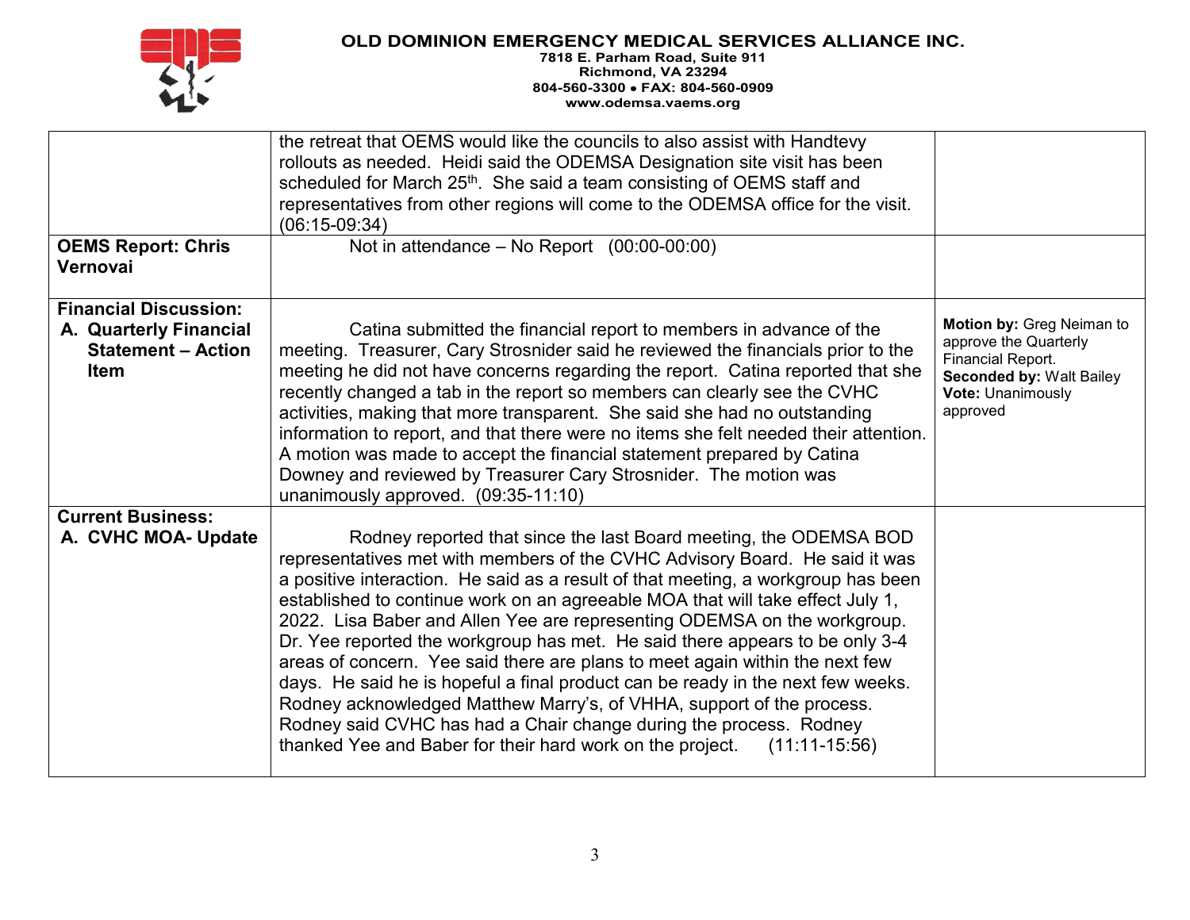| | | |
|---|---|---|
| | the retreat that OEMS would like the councils to also assist with Handtevy rollouts as needed. Heidi said the ODEMSA Designation site visit has been scheduled for March 25th. She said a team consisting of OEMS staff and representatives from other regions will come to the ODEMSA office for the visit. (06:15-09:34) | |
| **OEMS Report: Chris Vernovai** | Not in attendance – No Report (00:00-00:00) | |
| **Financial Discussion:**<br>**A. Quarterly Financial Statement – Action Item** | Catina submitted the financial report to members in advance of the meeting. Treasurer, Cary Strosnider said he reviewed the financials prior to the meeting he did not have concerns regarding the report. Catina reported that she recently changed a tab in the report so members can clearly see the CVHC activities, making that more transparent. She said she had no outstanding information to report, and that there were no items she felt needed their attention. A motion was made to accept the financial statement prepared by Catina Downey and reviewed by Treasurer Cary Strosnider. The motion was unanimously approved. (09:35-11:10) | **Motion by:** Greg Neiman to approve the Quarterly Financial Report.<br>**Seconded by:** Walt Bailey<br>**Vote:** Unanimously approved |
| **Current Business:**<br>**A. CVHC MOA- Update** | Rodney reported that since the last Board meeting, the ODEMSA BOD representatives met with members of the CVHC Advisory Board. He said it was a positive interaction. He said as a result of that meeting, a workgroup has been established to continue work on an agreeable MOA that will take effect July 1, 2022. Lisa Baber and Allen Yee are representing ODEMSA on the workgroup. Dr. Yee reported the workgroup has met. He said there appears to be only 3-4 areas of concern. Yee said there are plans to meet again within the next few days. He said he is hopeful a final product can be ready in the next few weeks. Rodney acknowledged Matthew Marry's, of VHHA, support of the process. Rodney said CVHC has had a Chair change during the process. Rodney thanked Yee and Baber for their hard work on the project. (11:11-15:56) | |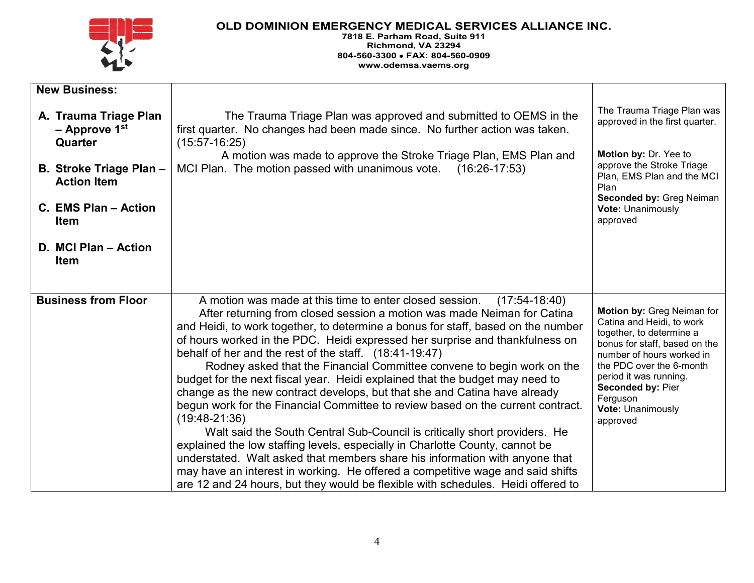**OLD DOMINION EMERGENCY MEDICAL SERVICES ALLIANCE INC.**
**7818 E. Parham Road, Suite 911**
**Richmond, VA 23294**
**804-560-3300 • FAX: 804-560-0909**
**www.odemsa.vaems.org**

| **New Business:**<br><br>**A. Trauma Triage Plan – Approve 1st Quarter**<br><br>**B. Stroke Triage Plan – Action Item**<br><br>**C. EMS Plan – Action Item**<br><br>**D. MCI Plan – Action Item** | The Trauma Triage Plan was approved and submitted to OEMS in the first quarter. No changes had been made since. No further action was taken. (15:57-16:25)<br>A motion was made to approve the Stroke Triage Plan, EMS Plan and MCI Plan. The motion passed with unanimous vote. (16:26-17:53) | The Trauma Triage Plan was approved in the first quarter.<br><br>**Motion by:** Dr. Yee to approve the Stroke Triage Plan, EMS Plan and the MCI Plan<br>**Seconded by:** Greg Neiman<br>**Vote:** Unanimously approved |
|---|---|---|
| **Business from Floor** | A motion was made at this time to enter closed session. (17:54-18:40)<br>After returning from closed session a motion was made Neiman for Catina and Heidi, to work together, to determine a bonus for staff, based on the number of hours worked in the PDC. Heidi expressed her surprise and thankfulness on behalf of her and the rest of the staff. (18:41-19:47)<br>Rodney asked that the Financial Committee convene to begin work on the budget for the next fiscal year. Heidi explained that the budget may need to change as the new contract develops, but that she and Catina have already begun work for the Financial Committee to review based on the current contract. (19:48-21:36)<br>Walt said the South Central Sub-Council is critically short providers. He explained the low staffing levels, especially in Charlotte County, cannot be understated. Walt asked that members share his information with anyone that may have an interest in working. He offered a competitive wage and said shifts are 12 and 24 hours, but they would be flexible with schedules. Heidi offered to | **Motion by:** Greg Neiman for Catina and Heidi, to work together, to determine a bonus for staff, based on the number of hours worked in the PDC over the 6-month period it was running.<br>**Seconded by:** Pier Ferguson<br>**Vote:** Unanimously approved |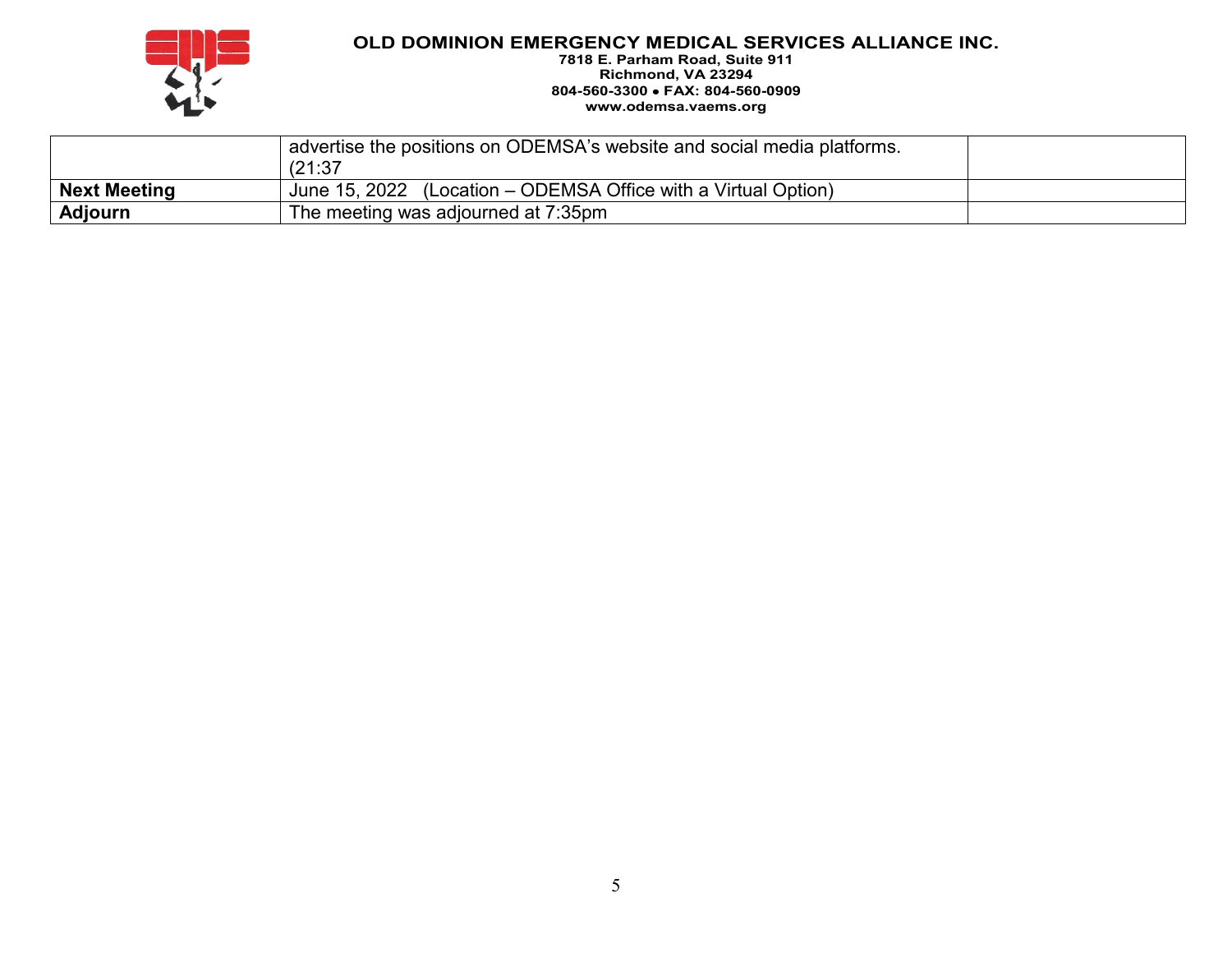**OLD DOMINION EMERGENCY MEDICAL SERVICES ALLIANCE INC.**
**7818 E. Parham Road, Suite 911**
**Richmond, VA 23294**
**804-560-3300 • FAX: 804-560-0909**
**www.odemsa.vaems.org**

| | | |
|---|---|---|
| | advertise the positions on ODEMSA's website and social media platforms. (21:37 | |
| **Next Meeting** | June 15, 2022 (Location – ODEMSA Office with a Virtual Option) | |
| **Adjourn** | The meeting was adjourned at 7:35pm | |